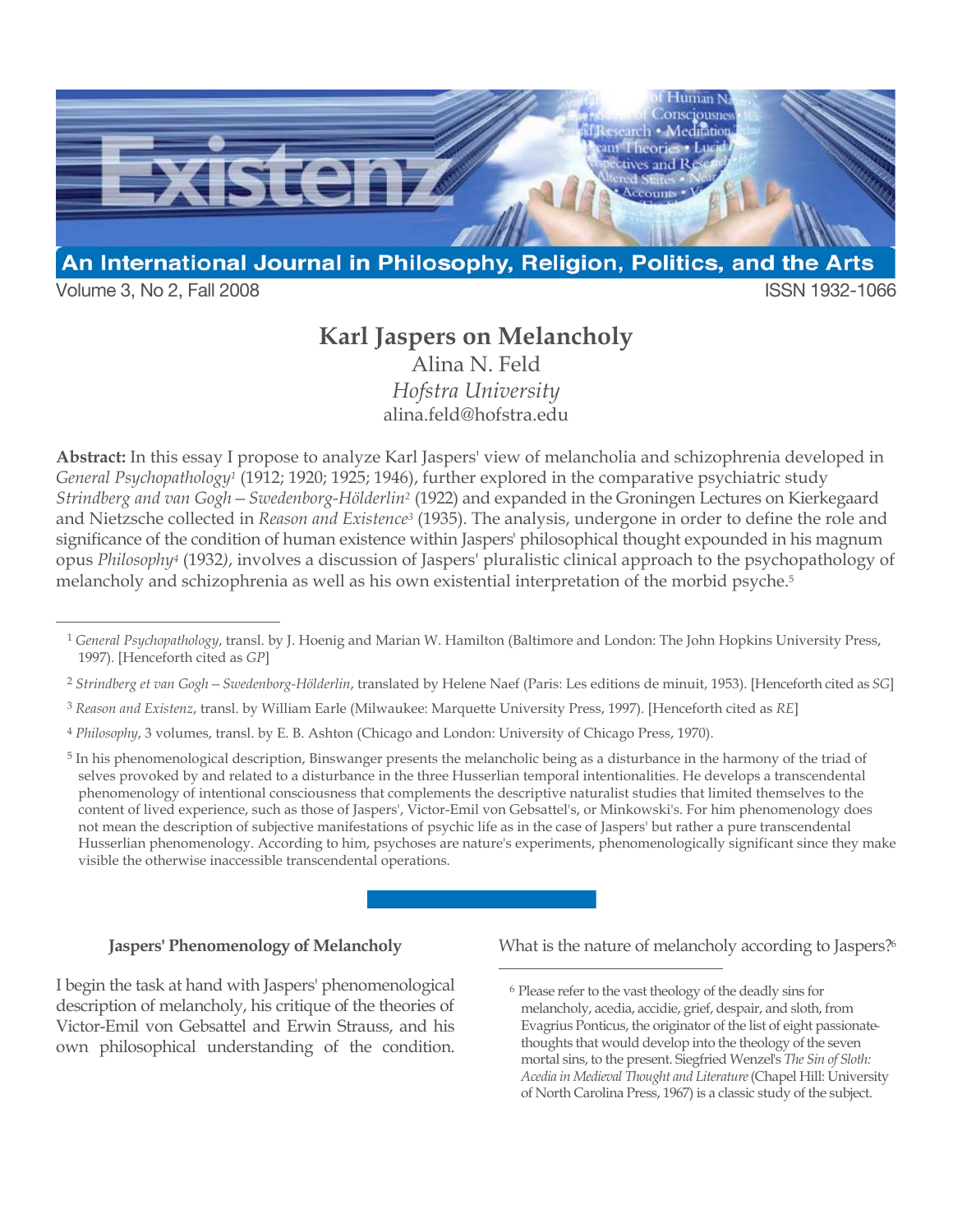# Karl Jaspers on Melancholy

Alina N. Feld

*Hofstra University*

alina.feld@hofstra.edu

**Abstract:** In this essay I propose to analyze Karl Jaspers' view of melancholia and schizophrenia developed in *General Psychopathology*[1] (1912; 1920; 1925; 1946), further explored in the comparative psychiatric study *Strindberg and van Gogh—Swedenborg-Hölderlin*[2] (1922) and expanded in the Groningen Lectures on Kierkegaard and Nietzsche collected in *Reason and Existence*[3] (1935). The analysis, undergone in order to define the role and significance of the condition of human existence within Jaspers' philosophical thought expounded in his magnum opus *Philosophy*[4] (1932), involves a discussion of Jaspers' pluralistic clinical approach to the psychopathology of melancholy and schizophrenia as well as his own existential interpretation of the morbid psyche.[5]

[1] *General Psychopathology*, transl. by J. Hoenig and Marian W. Hamilton (Baltimore and London: The John Hopkins University Press, 1997). [Henceforth cited as *GP*]

[2] *Strindberg et van Gogh—Swedenborg-Hölderlin*, translated by Helene Naef (Paris: Les editions de minuit, 1953). [Henceforth cited as *SG*]

[3] *Reason and Existenz*, transl. by William Earle (Milwaukee: Marquette University Press, 1997). [Henceforth cited as *RE*]

[4] *Philosophy*, 3 volumes, transl. by E. B. Ashton (Chicago and London: University of Chicago Press, 1970).

[5] In his phenomenological description, Binswanger presents the melancholic being as a disturbance in the harmony of the triad of selves provoked by and related to a disturbance in the three Husserlian temporal intentionalities. He develops a transcendental phenomenology of intentional consciousness that complements the descriptive naturalist studies that limited themselves to the content of lived experience, such as those of Jaspers', Victor-Emil von Gebsattel's, or Minkowski's. For him phenomenology does not mean the description of subjective manifestations of psychic life as in the case of Jaspers' but rather a pure transcendental Husserlian phenomenology. According to him, psychoses are nature's experiments, phenomenologically significant since they make visible the otherwise inaccessible transcendental operations.

### Jaspers' Phenomenology of Melancholy

I begin the task at hand with Jaspers' phenomenological description of melancholy, his critique of the theories of Victor-Emil von Gebsattel and Erwin Strauss, and his own philosophical understanding of the condition. What is the nature of melancholy according to Jaspers?[6]

[6] Please refer to the vast theology of the deadly sins for melancholy, acedia, accidie, grief, despair, and sloth, from Evagrius Ponticus, the originator of the list of eight passionate-thoughts that would develop into the theology of the seven mortal sins, to the present. Siegfried Wenzel's *The Sin of Sloth: Acedia in Medieval Thought and Literature* (Chapel Hill: University of North Carolina Press, 1967) is a classic study of the subject.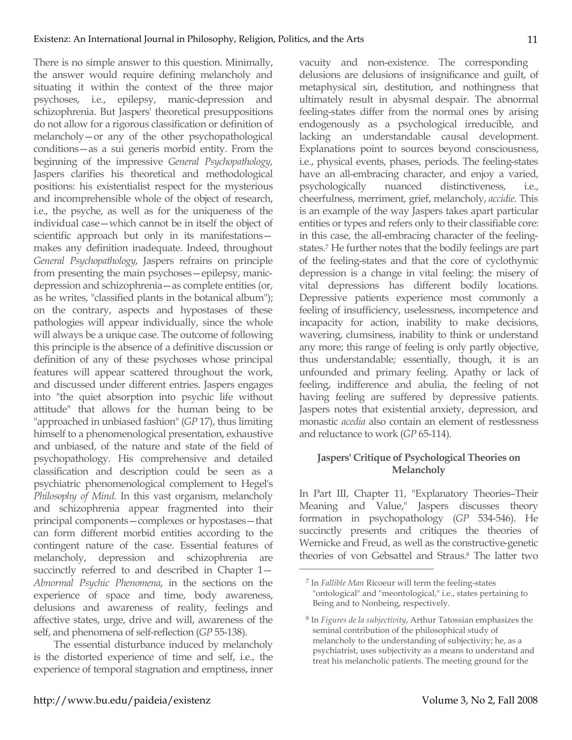There is no simple answer to this question. Minimally, the answer would require defining melancholy and situating it within the context of the three major psychoses, i.e., epilepsy, manic-depression and schizophrenia. But Jaspers' theoretical presuppositions do not allow for a rigorous classification or definition of melancholy—or any of the other psychopathological conditions—as a sui generis morbid entity. From the beginning of the impressive *General Psychopathology*, Jaspers clarifies his theoretical and methodological positions: his existentialist respect for the mysterious and incomprehensible whole of the object of research, i.e., the psyche, as well as for the uniqueness of the individual case—which cannot be in itself the object of scientific approach but only in its manifestations—makes any definition inadequate. Indeed, throughout *General Psychopathology*, Jaspers refrains on principle from presenting the main psychoses—epilepsy, manic-depression and schizophrenia—as complete entities (or, as he writes, "classified plants in the botanical album"); on the contrary, aspects and hypostases of these pathologies will appear individually, since the whole will always be a unique case. The outcome of following this principle is the absence of a definitive discussion or definition of any of these psychoses whose principal features will appear scattered throughout the work, and discussed under different entries. Jaspers engages into "the quiet absorption into psychic life without attitude" that allows for the human being to be "approached in unbiased fashion" (*GP* 17), thus limiting himself to a phenomenological presentation, exhaustive and unbiased, of the nature and state of the field of psychopathology. His comprehensive and detailed classification and description could be seen as a psychiatric phenomenological complement to Hegel's *Philosophy of Mind*. In this vast organism, melancholy and schizophrenia appear fragmented into their principal components—complexes or hypostases—that can form different morbid entities according to the contingent nature of the case. Essential features of melancholy, depression and schizophrenia are succinctly referred to and described in Chapter 1—*Abnormal Psychic Phenomena*, in the sections on the experience of space and time, body awareness, delusions and awareness of reality, feelings and affective states, urge, drive and will, awareness of the self, and phenomena of self-reflection (*GP* 55-138).

The essential disturbance induced by melancholy is the distorted experience of time and self, i.e., the experience of temporal stagnation and emptiness, inner vacuity and non-existence. The corresponding delusions are delusions of insignificance and guilt, of metaphysical sin, destitution, and nothingness that ultimately result in abysmal despair. The abnormal feeling-states differ from the normal ones by arising endogenously as a psychological irreducible, and lacking an understandable causal development. Explanations point to sources beyond consciousness, i.e., physical events, phases, periods. The feeling-states have an all-embracing character, and enjoy a varied, psychologically nuanced distinctiveness, i.e., cheerfulness, merriment, grief, melancholy, *accidie*. This is an example of the way Jaspers takes apart particular entities or types and refers only to their classifiable core: in this case, the all-embracing character of the feeling-states.[7] He further notes that the bodily feelings are part of the feeling-states and that the core of cyclothymic depression is a change in vital feeling: the misery of vital depressions has different bodily locations. Depressive patients experience most commonly a feeling of insufficiency, uselessness, incompetence and incapacity for action, inability to make decisions, wavering, clumsiness, inability to think or understand any more; this range of feeling is only partly objective, thus understandable; essentially, though, it is an unfounded and primary feeling. Apathy or lack of feeling, indifference and abulia, the feeling of not having feeling are suffered by depressive patients. Jaspers notes that existential anxiety, depression, and monastic *acedia* also contain an element of restlessness and reluctance to work (*GP* 65-114).

## Jaspers' Critique of Psychological Theories on Melancholy

In Part III, Chapter 11, "Explanatory Theories–Their Meaning and Value," Jaspers discusses theory formation in psychopathology (*GP* 534-546). He succinctly presents and critiques the theories of Wernicke and Freud, as well as the constructive-genetic theories of von Gebsattel and Straus.[8] The latter two

---

[7] In *Fallible Man* Ricoeur will term the feeling-states "ontological" and "meontological," i.e., states pertaining to Being and to Nonbeing, respectively.

[8] In *Figures de la subjectivity*, Arthur Tatossian emphasizes the seminal contribution of the philosophical study of melancholy to the understanding of subjectivity; he, as a psychiatrist, uses subjectivity as a means to understand and treat his melancholic patients. The meeting ground for the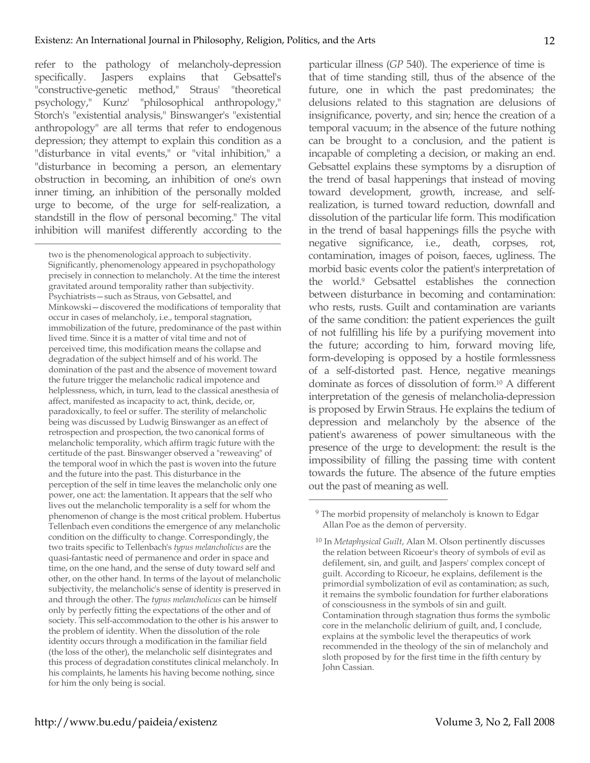refer to the pathology of melancholy-depression specifically. Jaspers explains that Gebsattel's "constructive-genetic method," Straus' "theoretical psychology," Kunz' "philosophical anthropology," Storch's "existential analysis," Binswanger's "existential anthropology" are all terms that refer to endogenous depression; they attempt to explain this condition as a "disturbance in vital events," or "vital inhibition," a "disturbance in becoming a person, an elementary obstruction in becoming, an inhibition of one's own inner timing, an inhibition of the personally molded urge to become, of the urge for self-realization, a standstill in the flow of personal becoming." The vital inhibition will manifest differently according to the particular illness (*GP* 540). The experience of time is that of time standing still, thus of the absence of the future, one in which the past predominates; the delusions related to this stagnation are delusions of insignificance, poverty, and sin; hence the creation of a temporal vacuum; in the absence of the future nothing can be brought to a conclusion, and the patient is incapable of completing a decision, or making an end. Gebsattel explains these symptoms by a disruption of the trend of basal happenings that instead of moving toward development, growth, increase, and self-realization, is turned toward reduction, downfall and dissolution of the particular life form. This modification in the trend of basal happenings fills the psyche with negative significance, i.e., death, corpses, rot, contamination, images of poison, faeces, ugliness. The morbid basic events color the patient's interpretation of the world.[9] Gebsattel establishes the connection between disturbance in becoming and contamination: who rests, rusts. Guilt and contamination are variants of the same condition: the patient experiences the guilt of not fulfilling his life by a purifying movement into the future; according to him, forward moving life, form-developing is opposed by a hostile formlessness of a self-distorted past. Hence, negative meanings dominate as forces of dissolution of form.[10] A different interpretation of the genesis of melancholia-depression is proposed by Erwin Straus. He explains the tedium of depression and melancholy by the absence of the patient's awareness of power simultaneous with the presence of the urge to development: the result is the impossibility of filling the passing time with content towards the future. The absence of the future empties out the past of meaning as well.

---

two is the phenomenological approach to subjectivity. Significantly, phenomenology appeared in psychopathology precisely in connection to melancholy. At the time the interest gravitated around temporality rather than subjectivity. Psychiatrists—such as Straus, von Gebsattel, and Minkowski—discovered the modifications of temporality that occur in cases of melancholy, i.e., temporal stagnation, immobilization of the future, predominance of the past within lived time. Since it is a matter of vital time and not of perceived time, this modification means the collapse and degradation of the subject himself and of his world. The domination of the past and the absence of movement toward the future trigger the melancholic radical impotence and helplessness, which, in turn, lead to the classical anesthesia of affect, manifested as incapacity to act, think, decide, or, paradoxically, to feel or suffer. The sterility of melancholic being was discussed by Ludwig Binswanger as an effect of retrospection and prospection, the two canonical forms of melancholic temporality, which affirm tragic future with the certitude of the past. Binswanger observed a "reweaving" of the temporal woof in which the past is woven into the future and the future into the past. This disturbance in the perception of the self in time leaves the melancholic only one power, one act: the lamentation. It appears that the self who lives out the melancholic temporality is a self for whom the phenomenon of change is the most critical problem. Hubertus Tellenbach even conditions the emergence of any melancholic condition on the difficulty to change. Correspondingly, the two traits specific to Tellenbach's *typus melancholicus* are the quasi-fantastic need of permanence and order in space and time, on the one hand, and the sense of duty toward self and other, on the other hand. In terms of the layout of melancholic subjectivity, the melancholic's sense of identity is preserved in and through the other. The *typus melancholicus* can be himself only by perfectly fitting the expectations of the other and of society. This self-accommodation to the other is his answer to the problem of identity. When the dissolution of the role identity occurs through a modification in the familiar field (the loss of the other), the melancholic self disintegrates and this process of degradation constitutes clinical melancholy. In his complaints, he laments his having become nothing, since for him the only being is social.

[9] The morbid propensity of melancholy is known to Edgar Allan Poe as the demon of perversity.

[10] In *Metaphysical Guilt*, Alan M. Olson pertinently discusses the relation between Ricoeur's theory of symbols of evil as defilement, sin, and guilt, and Jaspers' complex concept of guilt. According to Ricoeur, he explains, defilement is the primordial symbolization of evil as contamination; as such, it remains the symbolic foundation for further elaborations of consciousness in the symbols of sin and guilt. Contamination through stagnation thus forms the symbolic core in the melancholic delirium of guilt, and, I conclude, explains at the symbolic level the therapeutics of work recommended in the theology of the sin of melancholy and sloth proposed by for the first time in the fifth century by John Cassian.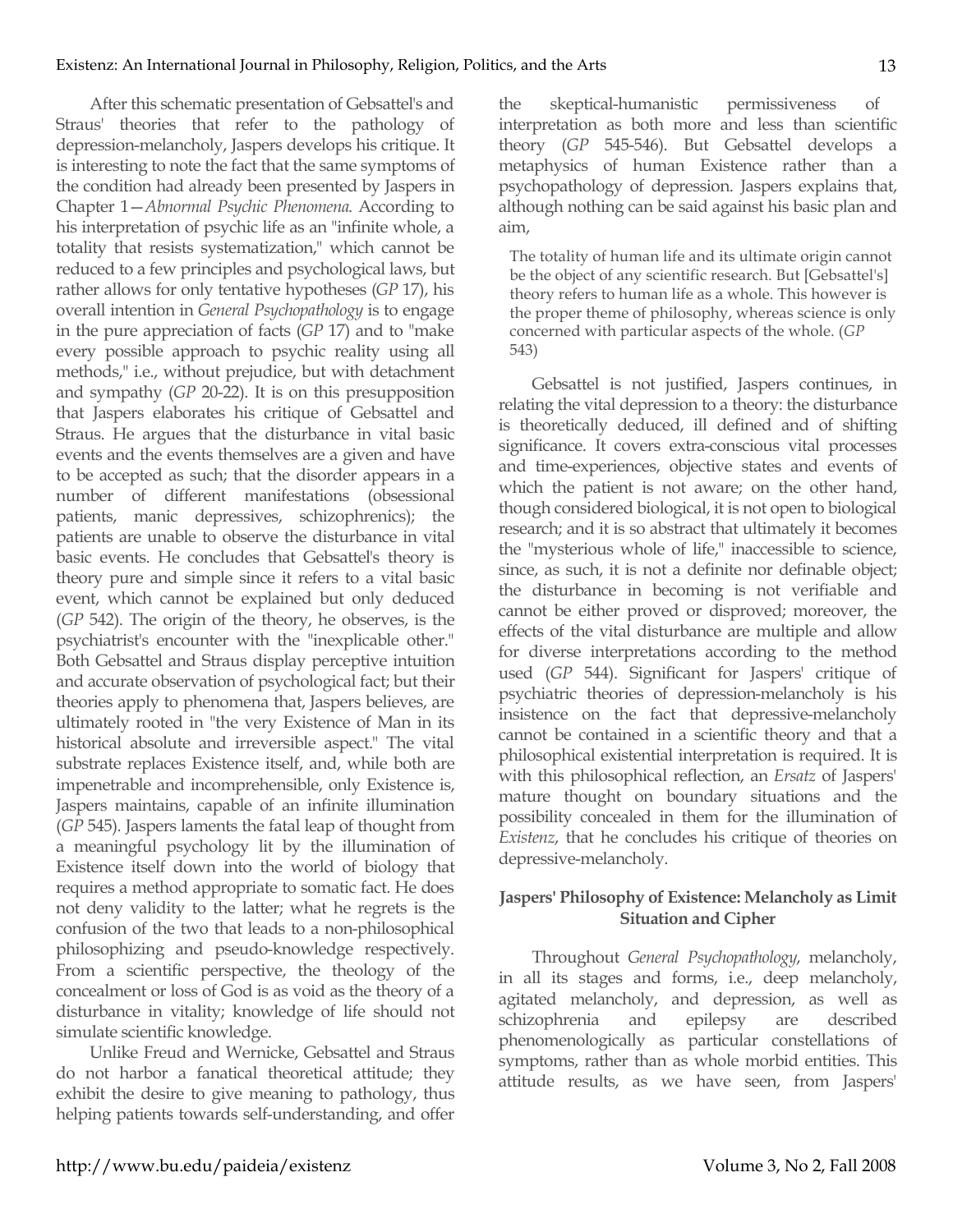After this schematic presentation of Gebsattel's and Straus' theories that refer to the pathology of depression-melancholy, Jaspers develops his critique. It is interesting to note the fact that the same symptoms of the condition had already been presented by Jaspers in Chapter 1—*Abnormal Psychic Phenomena*. According to his interpretation of psychic life as an "infinite whole, a totality that resists systematization," which cannot be reduced to a few principles and psychological laws, but rather allows for only tentative hypotheses (*GP* 17), his overall intention in *General Psychopathology* is to engage in the pure appreciation of facts (*GP* 17) and to "make every possible approach to psychic reality using all methods," i.e., without prejudice, but with detachment and sympathy (*GP* 20-22). It is on this presupposition that Jaspers elaborates his critique of Gebsattel and Straus. He argues that the disturbance in vital basic events and the events themselves are a given and have to be accepted as such; that the disorder appears in a number of different manifestations (obsessional patients, manic depressives, schizophrenics); the patients are unable to observe the disturbance in vital basic events. He concludes that Gebsattel's theory is theory pure and simple since it refers to a vital basic event, which cannot be explained but only deduced (*GP* 542). The origin of the theory, he observes, is the psychiatrist's encounter with the "inexplicable other." Both Gebsattel and Straus display perceptive intuition and accurate observation of psychological fact; but their theories apply to phenomena that, Jaspers believes, are ultimately rooted in "the very Existence of Man in its historical absolute and irreversible aspect." The vital substrate replaces Existence itself, and, while both are impenetrable and incomprehensible, only Existence is, Jaspers maintains, capable of an infinite illumination (*GP* 545). Jaspers laments the fatal leap of thought from a meaningful psychology lit by the illumination of Existence itself down into the world of biology that requires a method appropriate to somatic fact. He does not deny validity to the latter; what he regrets is the confusion of the two that leads to a non-philosophical philosophizing and pseudo-knowledge respectively. From a scientific perspective, the theology of the concealment or loss of God is as void as the theory of a disturbance in vitality; knowledge of life should not simulate scientific knowledge.

Unlike Freud and Wernicke, Gebsattel and Straus do not harbor a fanatical theoretical attitude; they exhibit the desire to give meaning to pathology, thus helping patients towards self-understanding, and offer the skeptical-humanistic permissiveness of interpretation as both more and less than scientific theory (*GP* 545-546). But Gebsattel develops a metaphysics of human Existence rather than a psychopathology of depression. Jaspers explains that, although nothing can be said against his basic plan and aim,

> The totality of human life and its ultimate origin cannot be the object of any scientific research. But [Gebsattel's] theory refers to human life as a whole. This however is the proper theme of philosophy, whereas science is only concerned with particular aspects of the whole. (*GP* 543)

Gebsattel is not justified, Jaspers continues, in relating the vital depression to a theory: the disturbance is theoretically deduced, ill defined and of shifting significance. It covers extra-conscious vital processes and time-experiences, objective states and events of which the patient is not aware; on the other hand, though considered biological, it is not open to biological research; and it is so abstract that ultimately it becomes the "mysterious whole of life," inaccessible to science, since, as such, it is not a definite nor definable object; the disturbance in becoming is not verifiable and cannot be either proved or disproved; moreover, the effects of the vital disturbance are multiple and allow for diverse interpretations according to the method used (*GP* 544). Significant for Jaspers' critique of psychiatric theories of depression-melancholy is his insistence on the fact that depressive-melancholy cannot be contained in a scientific theory and that a philosophical existential interpretation is required. It is with this philosophical reflection, an *Ersatz* of Jaspers' mature thought on boundary situations and the possibility concealed in them for the illumination of *Existenz*, that he concludes his critique of theories on depressive-melancholy.

## Jaspers' Philosophy of Existence: Melancholy as Limit Situation and Cipher

Throughout *General Psychopathology*, melancholy, in all its stages and forms, i.e., deep melancholy, agitated melancholy, and depression, as well as schizophrenia and epilepsy are described phenomenologically as particular constellations of symptoms, rather than as whole morbid entities. This attitude results, as we have seen, from Jaspers'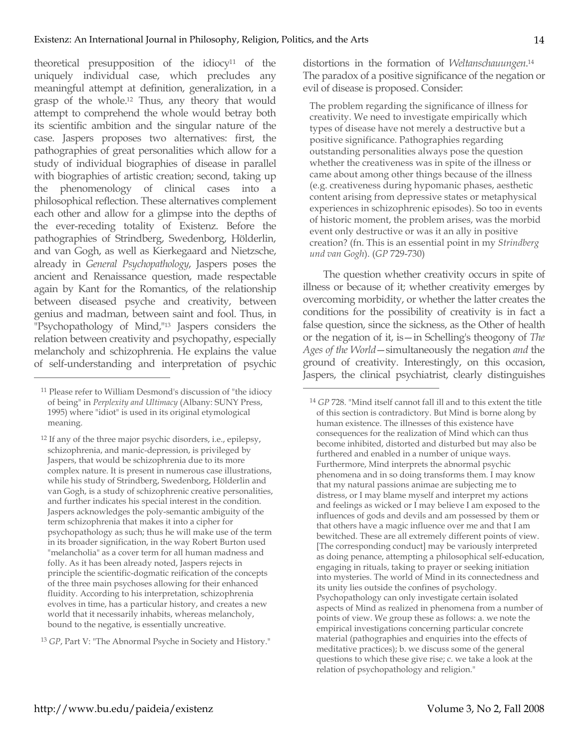theoretical presupposition of the idiocy[11] of the uniquely individual case, which precludes any meaningful attempt at definition, generalization, in a grasp of the whole.[12] Thus, any theory that would attempt to comprehend the whole would betray both its scientific ambition and the singular nature of the case. Jaspers proposes two alternatives: first, the pathographies of great personalities which allow for a study of individual biographies of disease in parallel with biographies of artistic creation; second, taking up the phenomenology of clinical cases into a philosophical reflection. These alternatives complement each other and allow for a glimpse into the depths of the ever-receding totality of Existenz. Before the pathographies of Strindberg, Swedenborg, Hölderlin, and van Gogh, as well as Kierkegaard and Nietzsche, already in *General Psychopathology*, Jaspers poses the ancient and Renaissance question, made respectable again by Kant for the Romantics, of the relationship between diseased psyche and creativity, between genius and madman, between saint and fool. Thus, in "Psychopathology of Mind,"[13] Jaspers considers the relation between creativity and psychopathy, especially melancholy and schizophrenia. He explains the value of self-understanding and interpretation of psychic distortions in the formation of *Weltanschauungen*.[14] The paradox of a positive significance of the negation or evil of disease is proposed. Consider:

> The problem regarding the significance of illness for creativity. We need to investigate empirically which types of disease have not merely a destructive but a positive significance. Pathographies regarding outstanding personalities always pose the question whether the creativeness was in spite of the illness or came about among other things because of the illness (e.g. creativeness during hypomanic phases, aesthetic content arising from depressive states or metaphysical experiences in schizophrenic episodes). So too in events of historic moment, the problem arises, was the morbid event only destructive or was it an ally in positive creation? (fn. This is an essential point in my *Strindberg und van Gogh*). (*GP* 729-730)

The question whether creativity occurs in spite of illness or because of it; whether creativity emerges by overcoming morbidity, or whether the latter creates the conditions for the possibility of creativity is in fact a false question, since the sickness, as the Other of health or the negation of it, is—in Schelling's theogony of *The Ages of the World*—simultaneously the negation *and* the ground of creativity. Interestingly, on this occasion, Jaspers, the clinical psychiatrist, clearly distinguishes

---

[11] Please refer to William Desmond's discussion of "the idiocy of being" in *Perplexity and Ultimacy* (Albany: SUNY Press, 1995) where "idiot" is used in its original etymological meaning.

[12] If any of the three major psychic disorders, i.e., epilepsy, schizophrenia, and manic-depression, is privileged by Jaspers, that would be schizophrenia due to its more complex nature. It is present in numerous case illustrations, while his study of Strindberg, Swedenborg, Hölderlin and van Gogh, is a study of schizophrenic creative personalities, and further indicates his special interest in the condition. Jaspers acknowledges the poly-semantic ambiguity of the term schizophrenia that makes it into a cipher for psychopathology as such; thus he will make use of the term in its broader signification, in the way Robert Burton used "melancholia" as a cover term for all human madness and folly. As it has been already noted, Jaspers rejects in principle the scientific-dogmatic reification of the concepts of the three main psychoses allowing for their enhanced fluidity. According to his interpretation, schizophrenia evolves in time, has a particular history, and creates a new world that it necessarily inhabits, whereas melancholy, bound to the negative, is essentially uncreative.

[13] *GP*, Part V: "The Abnormal Psyche in Society and History."

[14] *GP* 728. "Mind itself cannot fall ill and to this extent the title of this section is contradictory. But Mind is borne along by human existence. The illnesses of this existence have consequences for the realization of Mind which can thus become inhibited, distorted and disturbed but may also be furthered and enabled in a number of unique ways. Furthermore, Mind interprets the abnormal psychic phenomena and in so doing transforms them. I may know that my natural passions animae are subjecting me to distress, or I may blame myself and interpret my actions and feelings as wicked or I may believe I am exposed to the influences of gods and devils and am possessed by them or that others have a magic influence over me and that I am bewitched. These are all extremely different points of view. [The corresponding conduct] may be variously interpreted as doing penance, attempting a philosophical self-education, engaging in rituals, taking to prayer or seeking initiation into mysteries. The world of Mind in its connectedness and its unity lies outside the confines of psychology. Psychopathology can only investigate certain isolated aspects of Mind as realized in phenomena from a number of points of view. We group these as follows: a. we note the empirical investigations concerning particular concrete material (pathographies and enquiries into the effects of meditative practices); b. we discuss some of the general questions to which these give rise; c. we take a look at the relation of psychopathology and religion."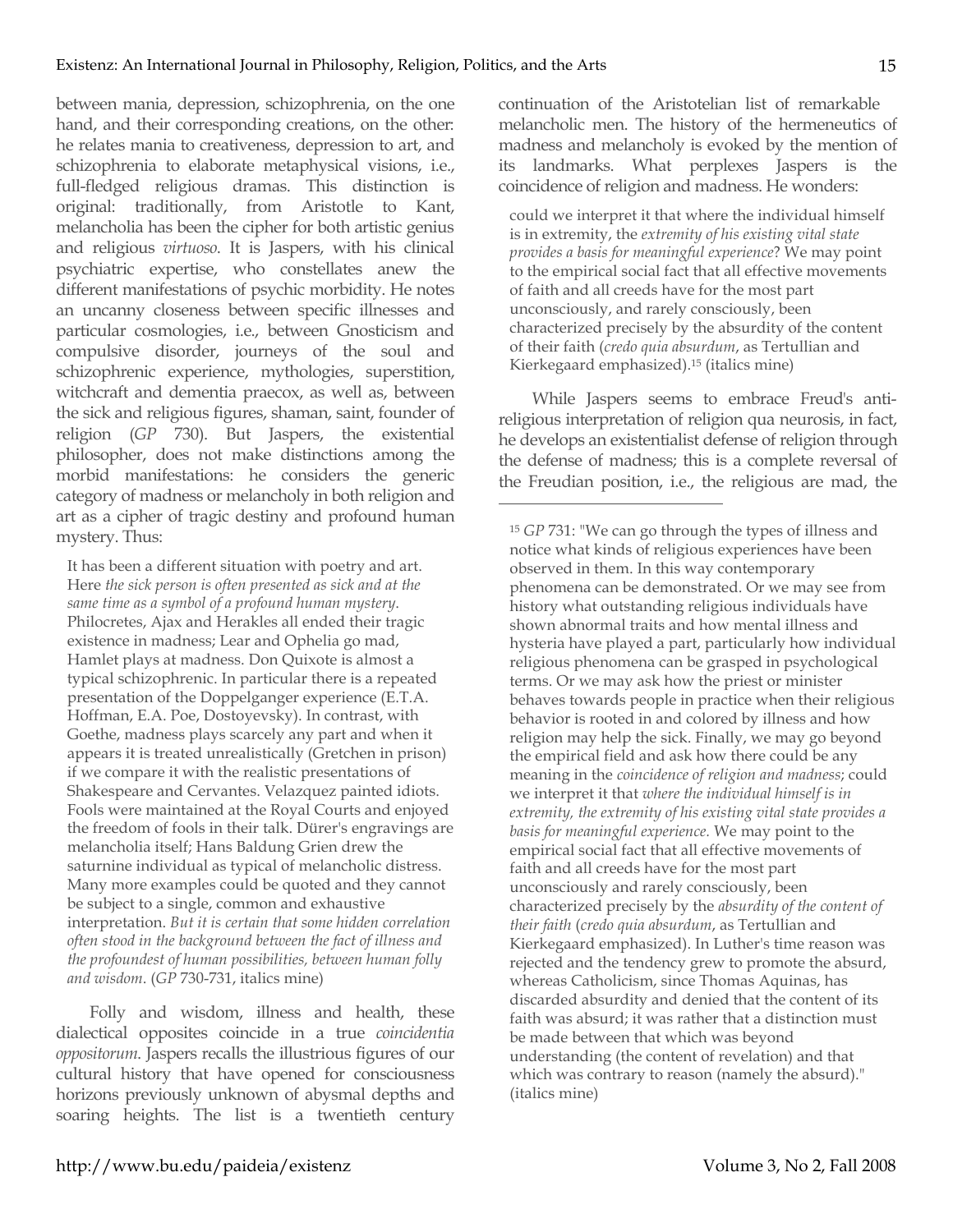between mania, depression, schizophrenia, on the one hand, and their corresponding creations, on the other: he relates mania to creativeness, depression to art, and schizophrenia to elaborate metaphysical visions, i.e., full-fledged religious dramas. This distinction is original: traditionally, from Aristotle to Kant, melancholia has been the cipher for both artistic genius and religious *virtuoso*. It is Jaspers, with his clinical psychiatric expertise, who constellates anew the different manifestations of psychic morbidity. He notes an uncanny closeness between specific illnesses and particular cosmologies, i.e., between Gnosticism and compulsive disorder, journeys of the soul and schizophrenic experience, mythologies, superstition, witchcraft and dementia praecox, as well as, between the sick and religious figures, shaman, saint, founder of religion (*GP* 730). But Jaspers, the existential philosopher, does not make distinctions among the morbid manifestations: he considers the generic category of madness or melancholy in both religion and art as a cipher of tragic destiny and profound human mystery. Thus:

> It has been a different situation with poetry and art. Here *the sick person is often presented as sick and at the same time as a symbol of a profound human mystery*. Philocretes, Ajax and Herakles all ended their tragic existence in madness; Lear and Ophelia go mad, Hamlet plays at madness. Don Quixote is almost a typical schizophrenic. In particular there is a repeated presentation of the Doppelganger experience (E.T.A. Hoffman, E.A. Poe, Dostoyevsky). In contrast, with Goethe, madness plays scarcely any part and when it appears it is treated unrealistically (Gretchen in prison) if we compare it with the realistic presentations of Shakespeare and Cervantes. Velazquez painted idiots. Fools were maintained at the Royal Courts and enjoyed the freedom of fools in their talk. Dürer's engravings are melancholia itself; Hans Baldung Grien drew the saturnine individual as typical of melancholic distress. Many more examples could be quoted and they cannot be subject to a single, common and exhaustive interpretation. *But it is certain that some hidden correlation often stood in the background between the fact of illness and the profoundest of human possibilities, between human folly and wisdom*. (*GP* 730-731, italics mine)

Folly and wisdom, illness and health, these dialectical opposites coincide in a true *coincidentia oppositorum*. Jaspers recalls the illustrious figures of our cultural history that have opened for consciousness horizons previously unknown of abysmal depths and soaring heights. The list is a twentieth century continuation of the Aristotelian list of remarkable melancholic men. The history of the hermeneutics of madness and melancholy is evoked by the mention of its landmarks. What perplexes Jaspers is the coincidence of religion and madness. He wonders:

> could we interpret it that where the individual himself is in extremity, the *extremity of his existing vital state provides a basis for meaningful experience*? We may point to the empirical social fact that all effective movements of faith and all creeds have for the most part unconsciously, and rarely consciously, been characterized precisely by the absurdity of the content of their faith (*credo quia absurdum*, as Tertullian and Kierkegaard emphasized).[15] (italics mine)

While Jaspers seems to embrace Freud's anti-religious interpretation of religion qua neurosis, in fact, he develops an existentialist defense of religion through the defense of madness; this is a complete reversal of the Freudian position, i.e., the religious are mad, the

---

[15] *GP* 731: "We can go through the types of illness and notice what kinds of religious experiences have been observed in them. In this way contemporary phenomena can be demonstrated. Or we may see from history what outstanding religious individuals have shown abnormal traits and how mental illness and hysteria have played a part, particularly how individual religious phenomena can be grasped in psychological terms. Or we may ask how the priest or minister behaves towards people in practice when their religious behavior is rooted in and colored by illness and how religion may help the sick. Finally, we may go beyond the empirical field and ask how there could be any meaning in the *coincidence of religion and madness*; could we interpret it that *where the individual himself is in extremity, the extremity of his existing vital state provides a basis for meaningful experience.* We may point to the empirical social fact that all effective movements of faith and all creeds have for the most part unconsciously and rarely consciously, been characterized precisely by the *absurdity of the content of their faith* (*credo quia absurdum*, as Tertullian and Kierkegaard emphasized). In Luther's time reason was rejected and the tendency grew to promote the absurd, whereas Catholicism, since Thomas Aquinas, has discarded absurdity and denied that the content of its faith was absurd; it was rather that a distinction must be made between that which was beyond understanding (the content of revelation) and that which was contrary to reason (namely the absurd)." (italics mine)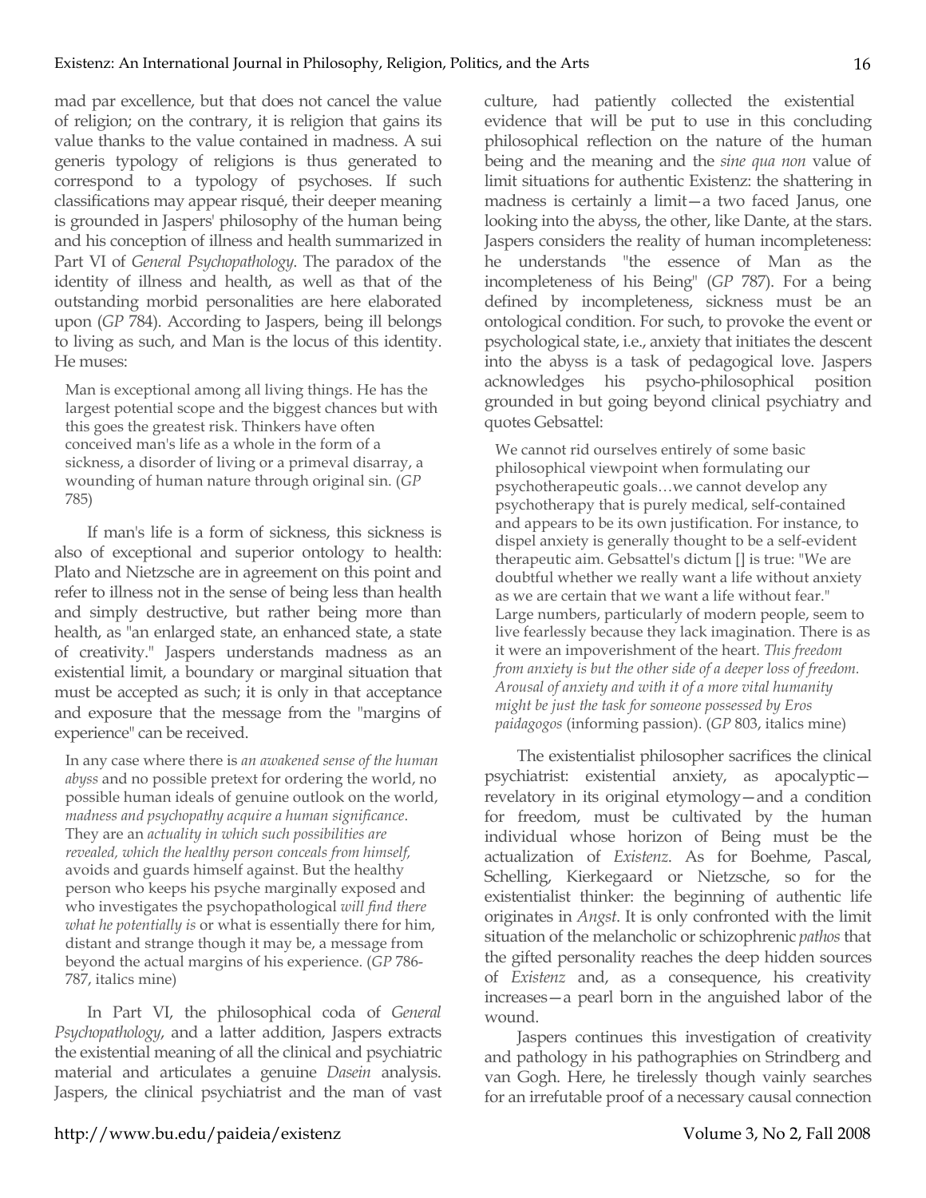mad par excellence, but that does not cancel the value of religion; on the contrary, it is religion that gains its value thanks to the value contained in madness. A sui generis typology of religions is thus generated to correspond to a typology of psychoses. If such classifications may appear risqué, their deeper meaning is grounded in Jaspers' philosophy of the human being and his conception of illness and health summarized in Part VI of *General Psychopathology*. The paradox of the identity of illness and health, as well as that of the outstanding morbid personalities are here elaborated upon (*GP* 784). According to Jaspers, being ill belongs to living as such, and Man is the locus of this identity. He muses:

> Man is exceptional among all living things. He has the largest potential scope and the biggest chances but with this goes the greatest risk. Thinkers have often conceived man's life as a whole in the form of a sickness, a disorder of living or a primeval disarray, a wounding of human nature through original sin. (*GP* 785)

If man's life is a form of sickness, this sickness is also of exceptional and superior ontology to health: Plato and Nietzsche are in agreement on this point and refer to illness not in the sense of being less than health and simply destructive, but rather being more than health, as "an enlarged state, an enhanced state, a state of creativity." Jaspers understands madness as an existential limit, a boundary or marginal situation that must be accepted as such; it is only in that acceptance and exposure that the message from the "margins of experience" can be received.

> In any case where there is *an awakened sense of the human abyss* and no possible pretext for ordering the world, no possible human ideals of genuine outlook on the world, *madness and psychopathy acquire a human significance*. They are an *actuality in which such possibilities are revealed, which the healthy person conceals from himself,* avoids and guards himself against. But the healthy person who keeps his psyche marginally exposed and who investigates the psychopathological *will find there what he potentially is* or what is essentially there for him, distant and strange though it may be, a message from beyond the actual margins of his experience. (*GP* 786-787, italics mine)

In Part VI, the philosophical coda of *General Psychopathology*, and a latter addition, Jaspers extracts the existential meaning of all the clinical and psychiatric material and articulates a genuine *Dasein* analysis. Jaspers, the clinical psychiatrist and the man of vast culture, had patiently collected the existential evidence that will be put to use in this concluding philosophical reflection on the nature of the human being and the meaning and the *sine qua non* value of limit situations for authentic Existenz: the shattering in madness is certainly a limit—a two faced Janus, one looking into the abyss, the other, like Dante, at the stars. Jaspers considers the reality of human incompleteness: he understands "the essence of Man as the incompleteness of his Being" (*GP* 787). For a being defined by incompleteness, sickness must be an ontological condition. For such, to provoke the event or psychological state, i.e., anxiety that initiates the descent into the abyss is a task of pedagogical love. Jaspers acknowledges his psycho-philosophical position grounded in but going beyond clinical psychiatry and quotes Gebsattel:

> We cannot rid ourselves entirely of some basic philosophical viewpoint when formulating our psychotherapeutic goals…we cannot develop any psychotherapy that is purely medical, self-contained and appears to be its own justification. For instance, to dispel anxiety is generally thought to be a self-evident therapeutic aim. Gebsattel's dictum [] is true: "We are doubtful whether we really want a life without anxiety as we are certain that we want a life without fear." Large numbers, particularly of modern people, seem to live fearlessly because they lack imagination. There is as it were an impoverishment of the heart. *This freedom from anxiety is but the other side of a deeper loss of freedom. Arousal of anxiety and with it of a more vital humanity might be just the task for someone possessed by Eros paidagogos* (informing passion). (*GP* 803, italics mine)

The existentialist philosopher sacrifices the clinical psychiatrist: existential anxiety, as apocalyptic—revelatory in its original etymology—and a condition for freedom, must be cultivated by the human individual whose horizon of Being must be the actualization of *Existenz*. As for Boehme, Pascal, Schelling, Kierkegaard or Nietzsche, so for the existentialist thinker: the beginning of authentic life originates in *Angst*. It is only confronted with the limit situation of the melancholic or schizophrenic *pathos* that the gifted personality reaches the deep hidden sources of *Existenz* and, as a consequence, his creativity increases—a pearl born in the anguished labor of the wound.

Jaspers continues this investigation of creativity and pathology in his pathographies on Strindberg and van Gogh. Here, he tirelessly though vainly searches for an irrefutable proof of a necessary causal connection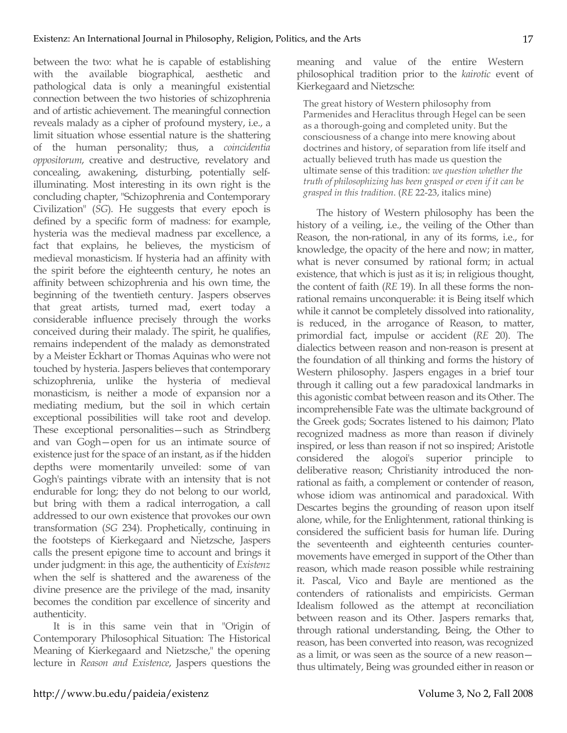between the two: what he is capable of establishing with the available biographical, aesthetic and pathological data is only a meaningful existential connection between the two histories of schizophrenia and of artistic achievement. The meaningful connection reveals malady as a cipher of profound mystery, i.e., a limit situation whose essential nature is the shattering of the human personality; thus, a *coincidentia oppositorum*, creative and destructive, revelatory and concealing, awakening, disturbing, potentially self-illuminating. Most interesting in its own right is the concluding chapter, "Schizophrenia and Contemporary Civilization" (*SG*). He suggests that every epoch is defined by a specific form of madness: for example, hysteria was the medieval madness par excellence, a fact that explains, he believes, the mysticism of medieval monasticism. If hysteria had an affinity with the spirit before the eighteenth century, he notes an affinity between schizophrenia and his own time, the beginning of the twentieth century. Jaspers observes that great artists, turned mad, exert today a considerable influence precisely through the works conceived during their malady. The spirit, he qualifies, remains independent of the malady as demonstrated by a Meister Eckhart or Thomas Aquinas who were not touched by hysteria. Jaspers believes that contemporary schizophrenia, unlike the hysteria of medieval monasticism, is neither a mode of expansion nor a mediating medium, but the soil in which certain exceptional possibilities will take root and develop. These exceptional personalities—such as Strindberg and van Gogh—open for us an intimate source of existence just for the space of an instant, as if the hidden depths were momentarily unveiled: some of van Gogh's paintings vibrate with an intensity that is not endurable for long; they do not belong to our world, but bring with them a radical interrogation, a call addressed to our own existence that provokes our own transformation (*SG* 234). Prophetically, continuing in the footsteps of Kierkegaard and Nietzsche, Jaspers calls the present epigone time to account and brings it under judgment: in this age, the authenticity of *Existenz* when the self is shattered and the awareness of the divine presence are the privilege of the mad, insanity becomes the condition par excellence of sincerity and authenticity.

It is in this same vein that in "Origin of Contemporary Philosophical Situation: The Historical Meaning of Kierkegaard and Nietzsche," the opening lecture in *Reason and Existence*, Jaspers questions the meaning and value of the entire Western philosophical tradition prior to the *kairotic* event of Kierkegaard and Nietzsche:

> The great history of Western philosophy from Parmenides and Heraclitus through Hegel can be seen as a thorough-going and completed unity. But the consciousness of a change into mere knowing about doctrines and history, of separation from life itself and actually believed truth has made us question the ultimate sense of this tradition: *we question whether the truth of philosophizing has been grasped or even if it can be grasped in this tradition*. (*RE* 22-23, italics mine)

The history of Western philosophy has been the history of a veiling, i.e., the veiling of the Other than Reason, the non-rational, in any of its forms, i.e., for knowledge, the opacity of the here and now; in matter, what is never consumed by rational form; in actual existence, that which is just as it is; in religious thought, the content of faith (*RE* 19). In all these forms the non-rational remains unconquerable: it is Being itself which while it cannot be completely dissolved into rationality, is reduced, in the arrogance of Reason, to matter, primordial fact, impulse or accident (*RE* 20). The dialectics between reason and non-reason is present at the foundation of all thinking and forms the history of Western philosophy. Jaspers engages in a brief tour through it calling out a few paradoxical landmarks in this agonistic combat between reason and its Other. The incomprehensible Fate was the ultimate background of the Greek gods; Socrates listened to his daimon; Plato recognized madness as more than reason if divinely inspired, or less than reason if not so inspired; Aristotle considered the alogoi's superior principle to deliberative reason; Christianity introduced the non-rational as faith, a complement or contender of reason, whose idiom was antinomical and paradoxical. With Descartes begins the grounding of reason upon itself alone, while, for the Enlightenment, rational thinking is considered the sufficient basis for human life. During the seventeenth and eighteenth centuries counter-movements have emerged in support of the Other than reason, which made reason possible while restraining it. Pascal, Vico and Bayle are mentioned as the contenders of rationalists and empiricists. German Idealism followed as the attempt at reconciliation between reason and its Other. Jaspers remarks that, through rational understanding, Being, the Other to reason, has been converted into reason, was recognized as a limit, or was seen as the source of a new reason—thus ultimately, Being was grounded either in reason or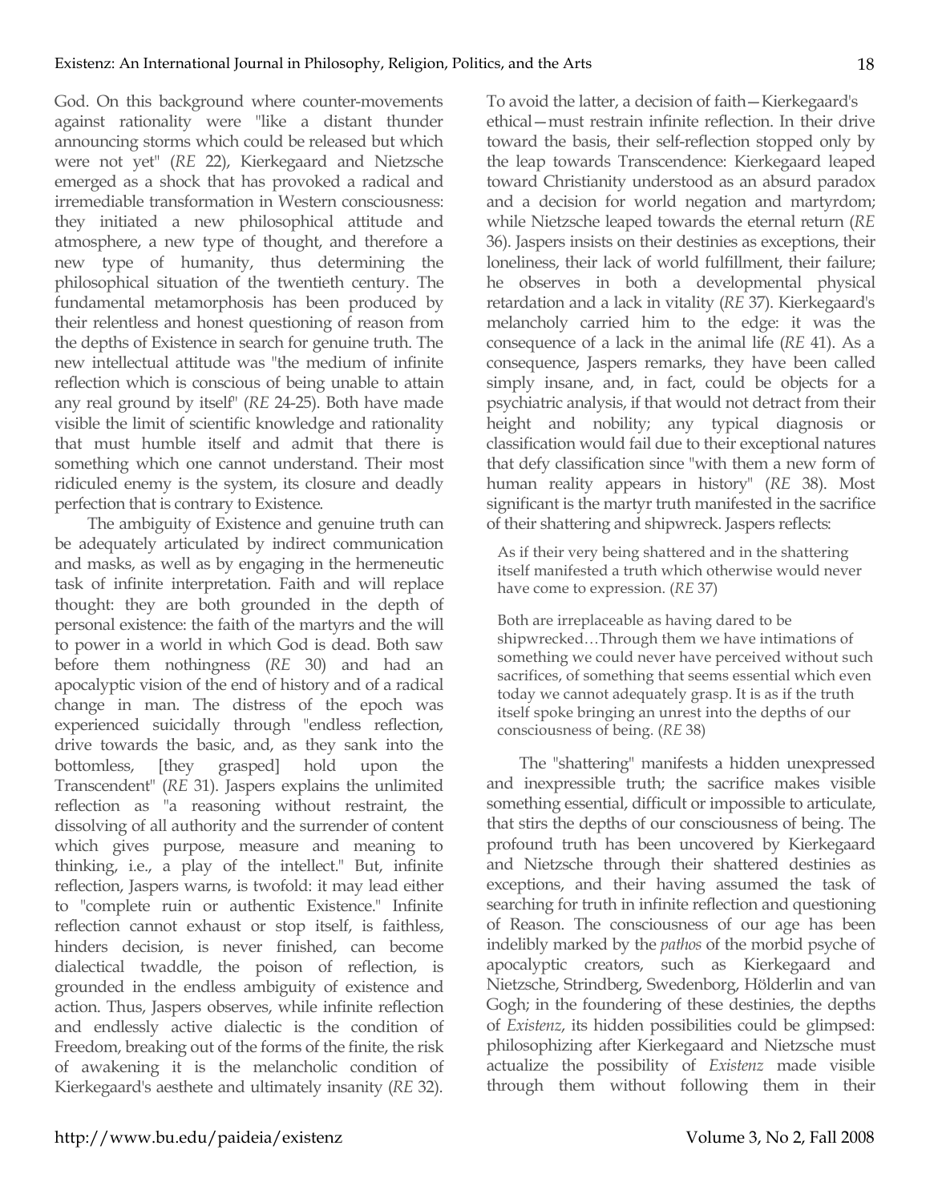God. On this background where counter-movements against rationality were "like a distant thunder announcing storms which could be released but which were not yet" (*RE* 22), Kierkegaard and Nietzsche emerged as a shock that has provoked a radical and irremediable transformation in Western consciousness: they initiated a new philosophical attitude and atmosphere, a new type of thought, and therefore a new type of humanity, thus determining the philosophical situation of the twentieth century. The fundamental metamorphosis has been produced by their relentless and honest questioning of reason from the depths of Existence in search for genuine truth. The new intellectual attitude was "the medium of infinite reflection which is conscious of being unable to attain any real ground by itself" (*RE* 24-25). Both have made visible the limit of scientific knowledge and rationality that must humble itself and admit that there is something which one cannot understand. Their most ridiculed enemy is the system, its closure and deadly perfection that is contrary to Existence.

The ambiguity of Existence and genuine truth can be adequately articulated by indirect communication and masks, as well as by engaging in the hermeneutic task of infinite interpretation. Faith and will replace thought: they are both grounded in the depth of personal existence: the faith of the martyrs and the will to power in a world in which God is dead. Both saw before them nothingness (*RE* 30) and had an apocalyptic vision of the end of history and of a radical change in man. The distress of the epoch was experienced suicidally through "endless reflection, drive towards the basic, and, as they sank into the bottomless, [they grasped] hold upon the Transcendent" (*RE* 31). Jaspers explains the unlimited reflection as "a reasoning without restraint, the dissolving of all authority and the surrender of content which gives purpose, measure and meaning to thinking, i.e., a play of the intellect." But, infinite reflection, Jaspers warns, is twofold: it may lead either to "complete ruin or authentic Existence." Infinite reflection cannot exhaust or stop itself, is faithless, hinders decision, is never finished, can become dialectical twaddle, the poison of reflection, is grounded in the endless ambiguity of existence and action. Thus, Jaspers observes, while infinite reflection and endlessly active dialectic is the condition of Freedom, breaking out of the forms of the finite, the risk of awakening it is the melancholic condition of Kierkegaard's aesthete and ultimately insanity (*RE* 32). To avoid the latter, a decision of faith—Kierkegaard's ethical—must restrain infinite reflection. In their drive toward the basis, their self-reflection stopped only by the leap towards Transcendence: Kierkegaard leaped toward Christianity understood as an absurd paradox and a decision for world negation and martyrdom; while Nietzsche leaped towards the eternal return (*RE* 36). Jaspers insists on their destinies as exceptions, their loneliness, their lack of world fulfillment, their failure; he observes in both a developmental physical retardation and a lack in vitality (*RE* 37). Kierkegaard's melancholy carried him to the edge: it was the consequence of a lack in the animal life (*RE* 41). As a consequence, Jaspers remarks, they have been called simply insane, and, in fact, could be objects for a psychiatric analysis, if that would not detract from their height and nobility; any typical diagnosis or classification would fail due to their exceptional natures that defy classification since "with them a new form of human reality appears in history" (*RE* 38). Most significant is the martyr truth manifested in the sacrifice of their shattering and shipwreck. Jaspers reflects:

> As if their very being shattered and in the shattering itself manifested a truth which otherwise would never have come to expression. (*RE* 37)

> Both are irreplaceable as having dared to be shipwrecked…Through them we have intimations of something we could never have perceived without such sacrifices, of something that seems essential which even today we cannot adequately grasp. It is as if the truth itself spoke bringing an unrest into the depths of our consciousness of being. (*RE* 38)

The "shattering" manifests a hidden unexpressed and inexpressible truth; the sacrifice makes visible something essential, difficult or impossible to articulate, that stirs the depths of our consciousness of being. The profound truth has been uncovered by Kierkegaard and Nietzsche through their shattered destinies as exceptions, and their having assumed the task of searching for truth in infinite reflection and questioning of Reason. The consciousness of our age has been indelibly marked by the *pathos* of the morbid psyche of apocalyptic creators, such as Kierkegaard and Nietzsche, Strindberg, Swedenborg, Hölderlin and van Gogh; in the foundering of these destinies, the depths of *Existenz*, its hidden possibilities could be glimpsed: philosophizing after Kierkegaard and Nietzsche must actualize the possibility of *Existenz* made visible through them without following them in their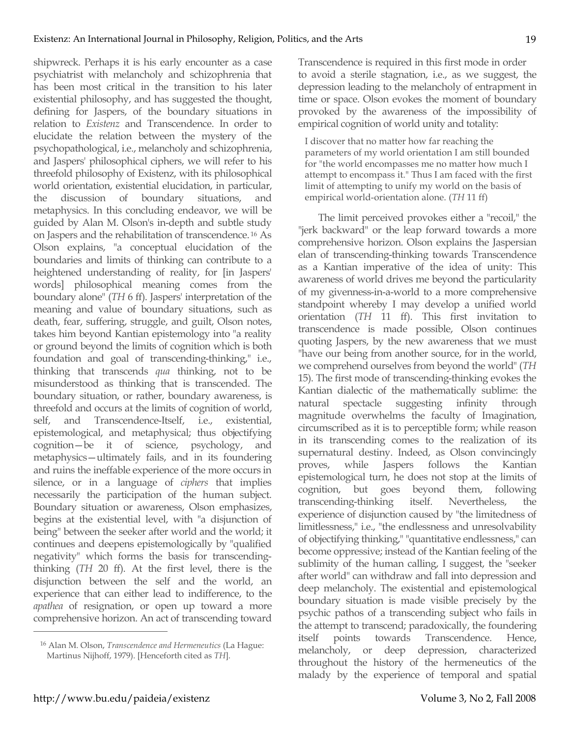shipwreck. Perhaps it is his early encounter as a case psychiatrist with melancholy and schizophrenia that has been most critical in the transition to his later existential philosophy, and has suggested the thought, defining for Jaspers, of the boundary situations in relation to *Existenz* and Transcendence. In order to elucidate the relation between the mystery of the psychopathological, i.e., melancholy and schizophrenia, and Jaspers' philosophical ciphers, we will refer to his threefold philosophy of Existenz, with its philosophical world orientation, existential elucidation, in particular, the discussion of boundary situations, and metaphysics. In this concluding endeavor, we will be guided by Alan M. Olson's in-depth and subtle study on Jaspers and the rehabilitation of transcendence.[16] As Olson explains, "a conceptual elucidation of the boundaries and limits of thinking can contribute to a heightened understanding of reality, for [in Jaspers' words] philosophical meaning comes from the boundary alone" (*TH* 6 ff). Jaspers' interpretation of the meaning and value of boundary situations, such as death, fear, suffering, struggle, and guilt, Olson notes, takes him beyond Kantian epistemology into "a reality or ground beyond the limits of cognition which is both foundation and goal of transcending-thinking," i.e., thinking that transcends *qua* thinking, not to be misunderstood as thinking that is transcended. The boundary situation, or rather, boundary awareness, is threefold and occurs at the limits of cognition of world, self, and Transcendence-Itself, i.e., existential, epistemological, and metaphysical; thus objectifying cognition—be it of science, psychology, and metaphysics—ultimately fails, and in its foundering and ruins the ineffable experience of the more occurs in silence, or in a language of *ciphers* that implies necessarily the participation of the human subject. Boundary situation or awareness, Olson emphasizes, begins at the existential level, with "a disjunction of being" between the seeker after world and the world; it continues and deepens epistemologically by "qualified negativity" which forms the basis for transcending-thinking (*TH* 20 ff). At the first level, there is the disjunction between the self and the world, an experience that can either lead to indifference, to the *apathea* of resignation, or open up toward a more comprehensive horizon. An act of transcending toward Transcendence is required in this first mode in order to avoid a sterile stagnation, i.e., as we suggest, the depression leading to the melancholy of entrapment in time or space. Olson evokes the moment of boundary provoked by the awareness of the impossibility of empirical cognition of world unity and totality:

> I discover that no matter how far reaching the parameters of my world orientation I am still bounded for "the world encompasses me no matter how much I attempt to encompass it." Thus I am faced with the first limit of attempting to unify my world on the basis of empirical world-orientation alone. (*TH* 11 ff)

The limit perceived provokes either a "recoil," the "jerk backward" or the leap forward towards a more comprehensive horizon. Olson explains the Jaspersian elan of transcending-thinking towards Transcendence as a Kantian imperative of the idea of unity: This awareness of world drives me beyond the particularity of my givenness-in-a-world to a more comprehensive standpoint whereby I may develop a unified world orientation (*TH* 11 ff). This first invitation to transcendence is made possible, Olson continues quoting Jaspers, by the new awareness that we must "have our being from another source, for in the world, we comprehend ourselves from beyond the world" (*TH* 15). The first mode of transcending-thinking evokes the Kantian dialectic of the mathematically sublime: the natural spectacle suggesting infinity through magnitude overwhelms the faculty of Imagination, circumscribed as it is to perceptible form; while reason in its transcending comes to the realization of its supernatural destiny. Indeed, as Olson convincingly proves, while Jaspers follows the Kantian epistemological turn, he does not stop at the limits of cognition, but goes beyond them, following transcending-thinking itself. Nevertheless, the experience of disjunction caused by "the limitedness of limitlessness," i.e., "the endlessness and unresolvability of objectifying thinking," "quantitative endlessness," can become oppressive; instead of the Kantian feeling of the sublimity of the human calling, I suggest, the "seeker after world" can withdraw and fall into depression and deep melancholy. The existential and epistemological boundary situation is made visible precisely by the psychic pathos of a transcending subject who fails in the attempt to transcend; paradoxically, the foundering itself points towards Transcendence. Hence, melancholy, or deep depression, characterized throughout the history of the hermeneutics of the malady by the experience of temporal and spatial

[16] Alan M. Olson, *Transcendence and Hermeneutics* (La Hague: Martinus Nijhoff, 1979). [Henceforth cited as *TH*].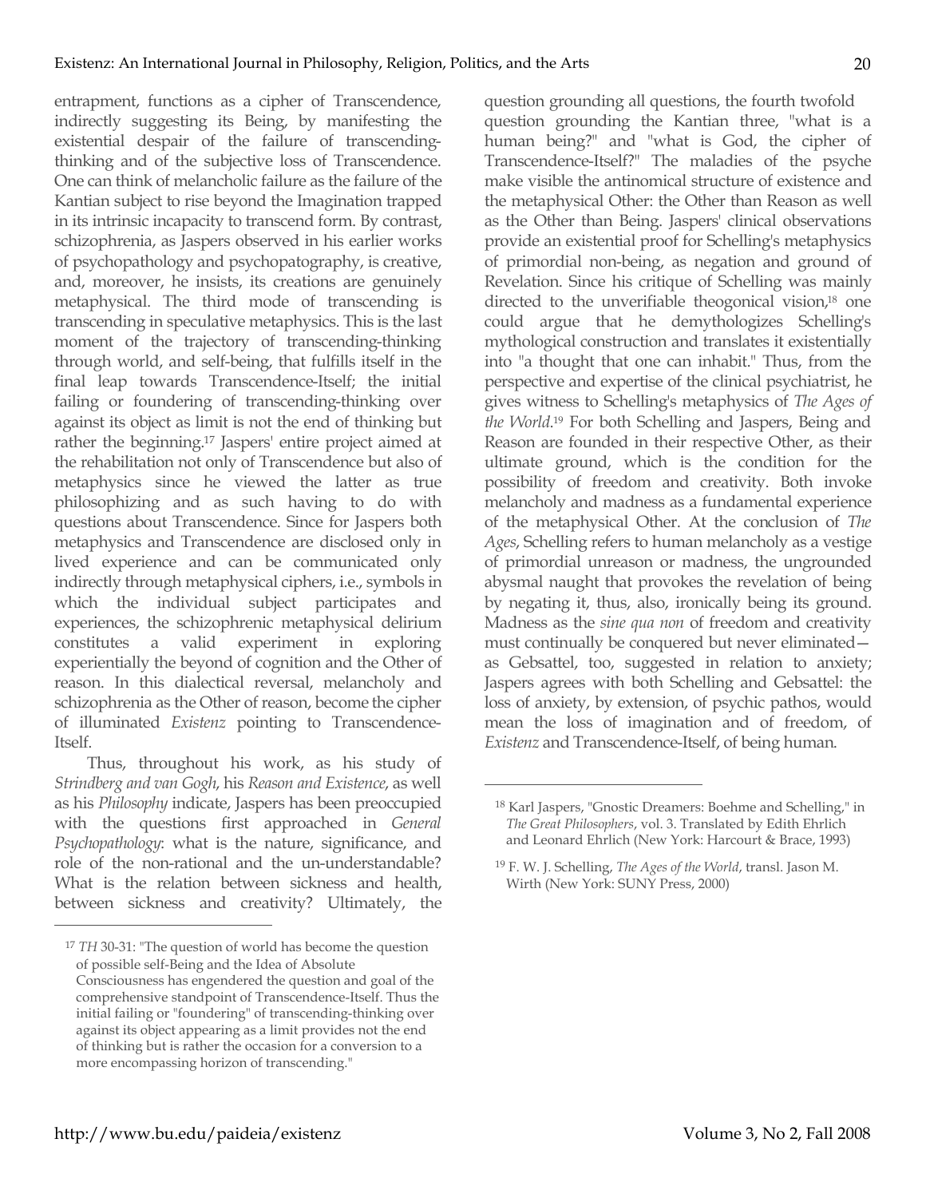entrapment, functions as a cipher of Transcendence, indirectly suggesting its Being, by manifesting the existential despair of the failure of transcending-thinking and of the subjective loss of Transcendence. One can think of melancholic failure as the failure of the Kantian subject to rise beyond the Imagination trapped in its intrinsic incapacity to transcend form. By contrast, schizophrenia, as Jaspers observed in his earlier works of psychopathology and psychopatography, is creative, and, moreover, he insists, its creations are genuinely metaphysical. The third mode of transcending is transcending in speculative metaphysics. This is the last moment of the trajectory of transcending-thinking through world, and self-being, that fulfills itself in the final leap towards Transcendence-Itself; the initial failing or foundering of transcending-thinking over against its object as limit is not the end of thinking but rather the beginning.[17] Jaspers' entire project aimed at the rehabilitation not only of Transcendence but also of metaphysics since he viewed the latter as true philosophizing and as such having to do with questions about Transcendence. Since for Jaspers both metaphysics and Transcendence are disclosed only in lived experience and can be communicated only indirectly through metaphysical ciphers, i.e., symbols in which the individual subject participates and experiences, the schizophrenic metaphysical delirium constitutes a valid experiment in exploring experientially the beyond of cognition and the Other of reason. In this dialectical reversal, melancholy and schizophrenia as the Other of reason, become the cipher of illuminated *Existenz* pointing to Transcendence-Itself.

Thus, throughout his work, as his study of *Strindberg and van Gogh*, his *Reason and Existence*, as well as his *Philosophy* indicate, Jaspers has been preoccupied with the questions first approached in *General Psychopathology*: what is the nature, significance, and role of the non-rational and the un-understandable? What is the relation between sickness and health, between sickness and creativity? Ultimately, the question grounding all questions, the fourth twofold question grounding the Kantian three, "what is a human being?" and "what is God, the cipher of Transcendence-Itself?" The maladies of the psyche make visible the antinomical structure of existence and the metaphysical Other: the Other than Reason as well as the Other than Being. Jaspers' clinical observations provide an existential proof for Schelling's metaphysics of primordial non-being, as negation and ground of Revelation. Since his critique of Schelling was mainly directed to the unverifiable theogonical vision,[18] one could argue that he demythologizes Schelling's mythological construction and translates it existentially into "a thought that one can inhabit." Thus, from the perspective and expertise of the clinical psychiatrist, he gives witness to Schelling's metaphysics of *The Ages of the World*.[19] For both Schelling and Jaspers, Being and Reason are founded in their respective Other, as their ultimate ground, which is the condition for the possibility of freedom and creativity. Both invoke melancholy and madness as a fundamental experience of the metaphysical Other. At the conclusion of *The Ages*, Schelling refers to human melancholy as a vestige of primordial unreason or madness, the ungrounded abysmal naught that provokes the revelation of being by negating it, thus, also, ironically being its ground. Madness as the *sine qua non* of freedom and creativity must continually be conquered but never eliminated—as Gebsattel, too, suggested in relation to anxiety; Jaspers agrees with both Schelling and Gebsattel: the loss of anxiety, by extension, of psychic pathos, would mean the loss of imagination and of freedom, of *Existenz* and Transcendence-Itself, of being human.

---

[17] *TH* 30-31: "The question of world has become the question of possible self-Being and the Idea of Absolute Consciousness has engendered the question and goal of the comprehensive standpoint of Transcendence-Itself. Thus the initial failing or "foundering" of transcending-thinking over against its object appearing as a limit provides not the end of thinking but is rather the occasion for a conversion to a more encompassing horizon of transcending."

[18] Karl Jaspers, "Gnostic Dreamers: Boehme and Schelling," in *The Great Philosophers*, vol. 3. Translated by Edith Ehrlich and Leonard Ehrlich (New York: Harcourt & Brace, 1993)

[19] F. W. J. Schelling, *The Ages of the World*, transl. Jason M. Wirth (New York: SUNY Press, 2000)